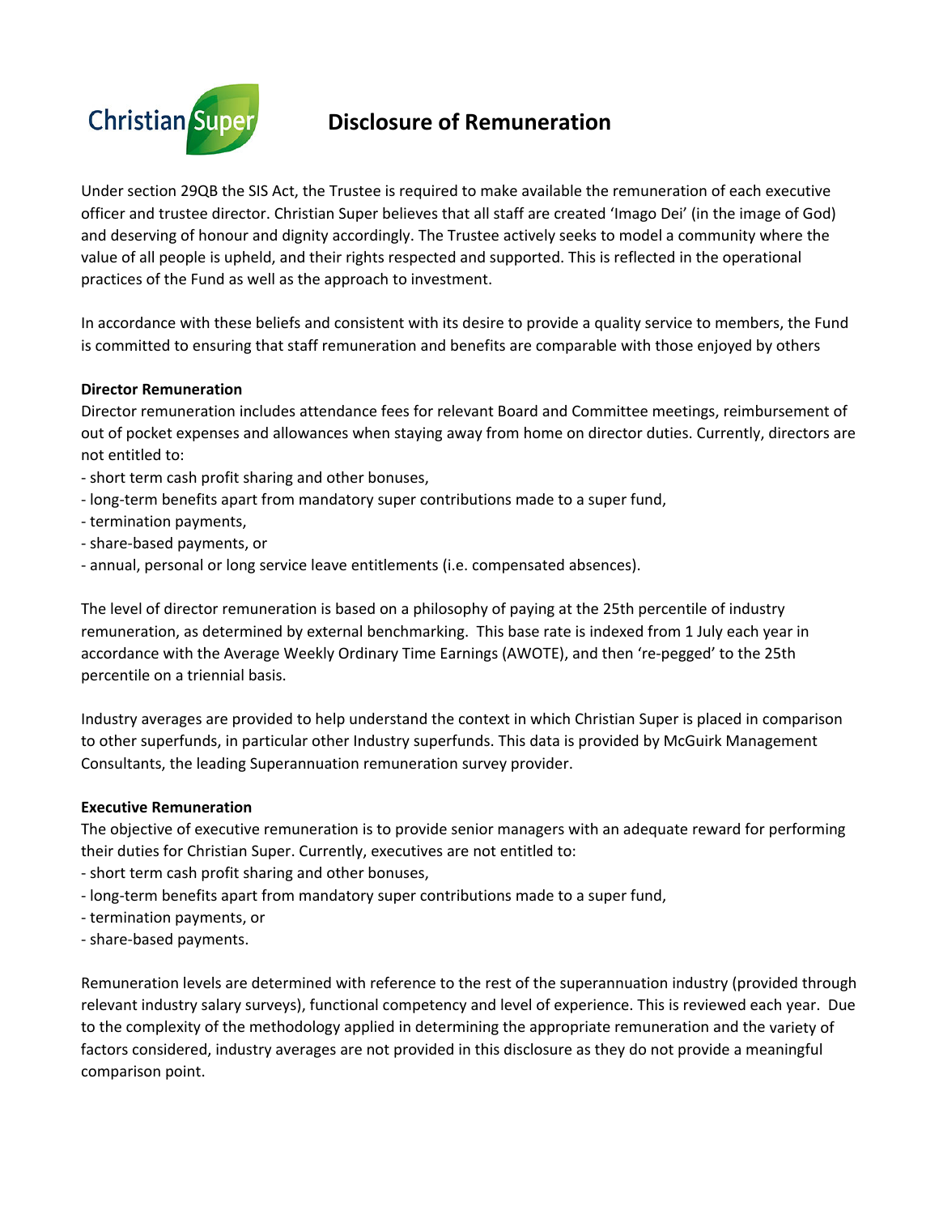# Disclosure of Remuneration

Under section 29QB the SIS Act, the Trustee is required to make available the remuneration of each executive officer and trustee director. Christian Super believes that all staff are created 'Imago Dei' (in the image of God) and deserving of honour and dignity accordingly. The Trustee actively seeks to model a community where the value of all people is upheld, and their rights respected and supported. This is reflected in the operational practices of the Fund as well as the approach to investment.

In accordance with these beliefs and consistent with its desire to provide a quality service to members, the Fund is committed to ensuring that staff remuneration and benefits are comparable with those enjoyed by others

**Director Remuneration**

Director remuneration includes attendance fees for relevant Board and Committee meetings, reimbursement of out of pocket expenses and allowances when staying away from home on director duties. Currently, directors are not entitled to:

- short term cash profit sharing and other bonuses,
- long-term benefits apart from mandatory super contributions made to a super fund,
- termination payments,
- share-based payments, or
- annual, personal or long service leave entitlements (i.e. compensated absences).

The level of director remuneration is based on a philosophy of paying at the 25th percentile of industry remuneration, as determined by external benchmarking. This base rate is indexed from 1 July each year in accordance with the Average Weekly Ordinary Time Earnings (AWOTE), and then 're-pegged' to the 25th percentile on a triennial basis.

Industry averages are provided to help understand the context in which Christian Super is placed in comparison to other superfunds, in particular other Industry superfunds. This data is provided by McGuirk Management Consultants, the leading Superannuation remuneration survey provider.

**Executive Remuneration**

The objective of executive remuneration is to provide senior managers with an adequate reward for performing their duties for Christian Super. Currently, executives are not entitled to:

- short term cash profit sharing and other bonuses,
- long-term benefits apart from mandatory super contributions made to a super fund,
- termination payments, or
- share-based payments.

Remuneration levels are determined with reference to the rest of the superannuation industry (provided through relevant industry salary surveys), functional competency and level of experience. This is reviewed each year. Due to the complexity of the methodology applied in determining the appropriate remuneration and the variety of factors considered, industry averages are not provided in this disclosure as they do not provide a meaningful comparison point.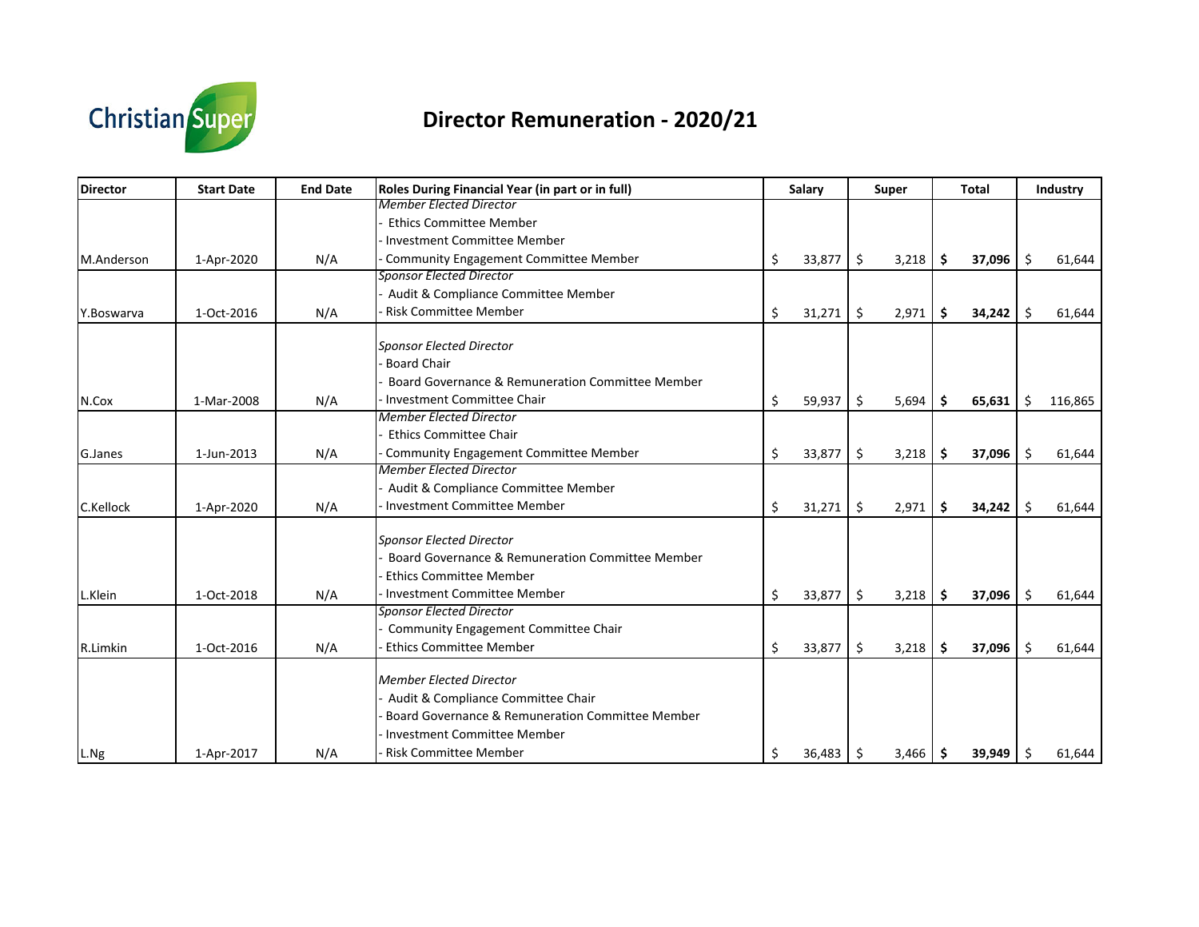# Director Remuneration - 2020/21

| Director | Start Date | End Date | Roles During Financial Year (in part or in full) | Salary | Super | Total | Industry |
|---|---|---|---|---|---|---|---|
| M.Anderson | 1-Apr-2020 | N/A | *Member Elected Director*<br>- Ethics Committee Member<br>- Investment Committee Member<br>- Community Engagement Committee Member | $ 33,877 | $ 3,218 | **$ 37,096** | $ 61,644 |
| Y.Boswarva | 1-Oct-2016 | N/A | *Sponsor Elected Director*<br>- Audit & Compliance Committee Member<br>- Risk Committee Member | $ 31,271 | $ 2,971 | **$ 34,242** | $ 61,644 |
| N.Cox | 1-Mar-2008 | N/A | *Sponsor Elected Director*<br>- Board Chair<br>- Board Governance & Remuneration Committee Member<br>- Investment Committee Chair | $ 59,937 | $ 5,694 | **$ 65,631** | $ 116,865 |
| G.Janes | 1-Jun-2013 | N/A | *Member Elected Director*<br>- Ethics Committee Chair<br>- Community Engagement Committee Member | $ 33,877 | $ 3,218 | **$ 37,096** | $ 61,644 |
| C.Kellock | 1-Apr-2020 | N/A | *Member Elected Director*<br>- Audit & Compliance Committee Member<br>- Investment Committee Member | $ 31,271 | $ 2,971 | **$ 34,242** | $ 61,644 |
| L.Klein | 1-Oct-2018 | N/A | *Sponsor Elected Director*<br>- Board Governance & Remuneration Committee Member<br>- Ethics Committee Member<br>- Investment Committee Member | $ 33,877 | $ 3,218 | **$ 37,096** | $ 61,644 |
| R.Limkin | 1-Oct-2016 | N/A | *Sponsor Elected Director*<br>- Community Engagement Committee Chair<br>- Ethics Committee Member | $ 33,877 | $ 3,218 | **$ 37,096** | $ 61,644 |
| L.Ng | 1-Apr-2017 | N/A | *Member Elected Director*<br>- Audit & Compliance Committee Chair<br>- Board Governance & Remuneration Committee Member<br>- Investment Committee Member<br>- Risk Committee Member | $ 36,483 | $ 3,466 | **$ 39,949** | $ 61,644 |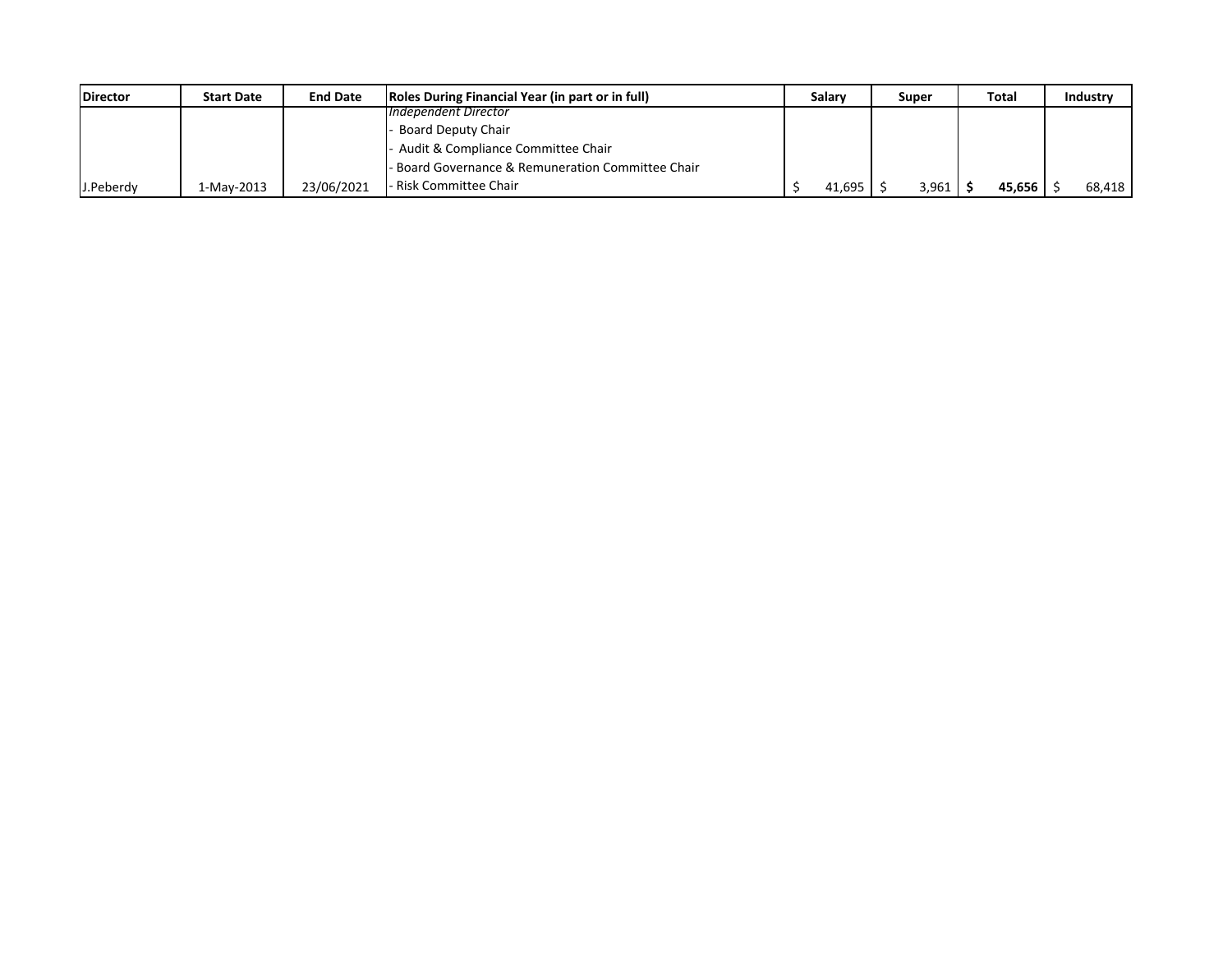| Director | Start Date | End Date | Roles During Financial Year (in part or in full) | Salary | Super | Total | Industry |
|---|---|---|---|---|---|---|---|
| J.Peberdy | 1-May-2013 | 23/06/2021 | *Independent Director*<br>- Board Deputy Chair<br>- Audit & Compliance Committee Chair<br>- Board Governance & Remuneration Committee Chair<br>- Risk Committee Chair | $ 41,695 | $ 3,961 | **$ 45,656** | $ 68,418 |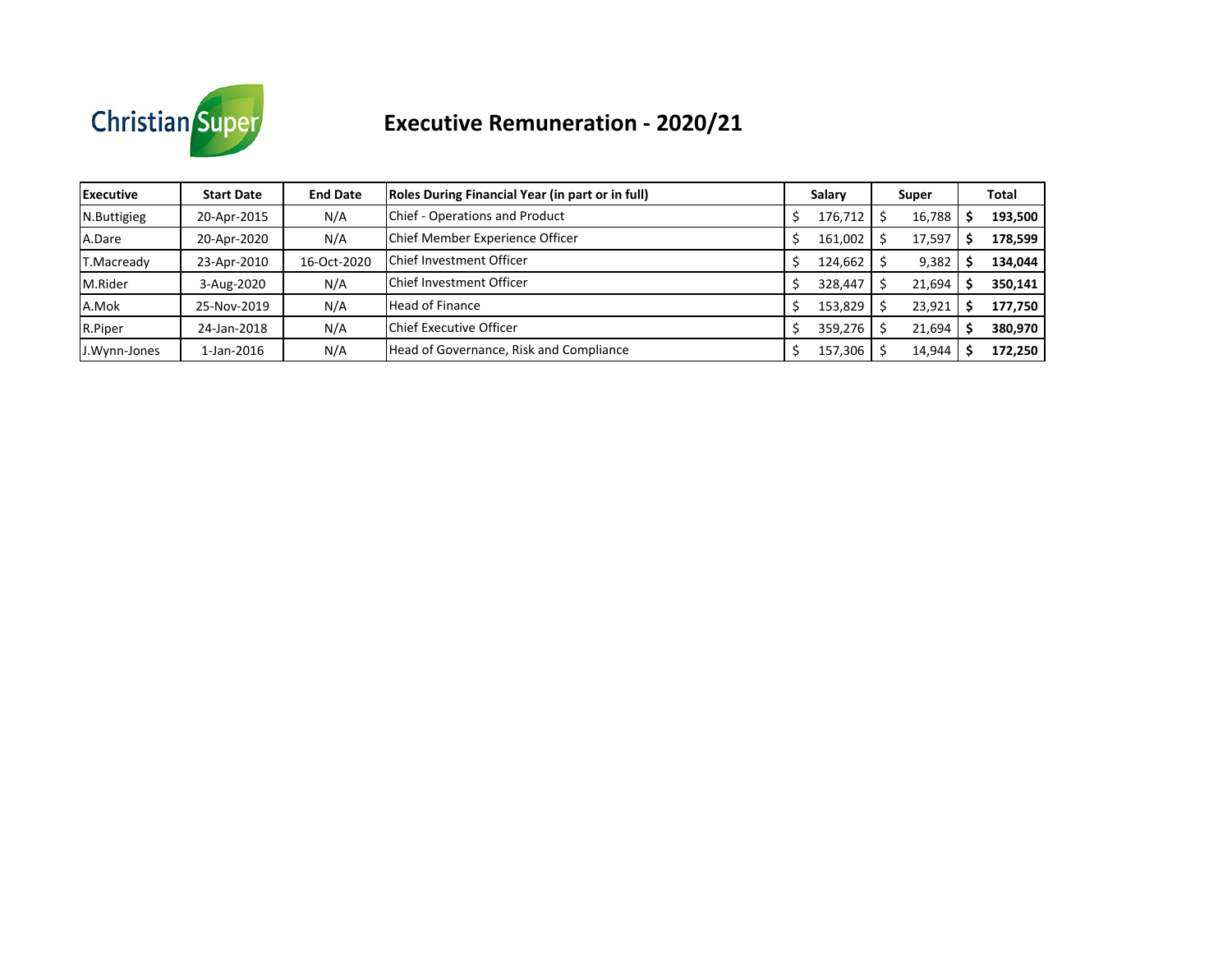Christian Super

# Executive Remuneration - 2020/21

| Executive | Start Date | End Date | Roles During Financial Year (in part or in full) | Salary | Super | Total |
|---|---|---|---|---|---|---|
| N.Buttigieg | 20-Apr-2015 | N/A | Chief - Operations and Product | $ 176,712 | $ 16,788 | **$ 193,500** |
| A.Dare | 20-Apr-2020 | N/A | Chief Member Experience Officer | $ 161,002 | $ 17,597 | **$ 178,599** |
| T.Macready | 23-Apr-2010 | 16-Oct-2020 | Chief Investment Officer | $ 124,662 | $ 9,382 | **$ 134,044** |
| M.Rider | 3-Aug-2020 | N/A | Chief Investment Officer | $ 328,447 | $ 21,694 | **$ 350,141** |
| A.Mok | 25-Nov-2019 | N/A | Head of Finance | $ 153,829 | $ 23,921 | **$ 177,750** |
| R.Piper | 24-Jan-2018 | N/A | Chief Executive Officer | $ 359,276 | $ 21,694 | **$ 380,970** |
| J.Wynn-Jones | 1-Jan-2016 | N/A | Head of Governance, Risk and Compliance | $ 157,306 | $ 14,944 | **$ 172,250** |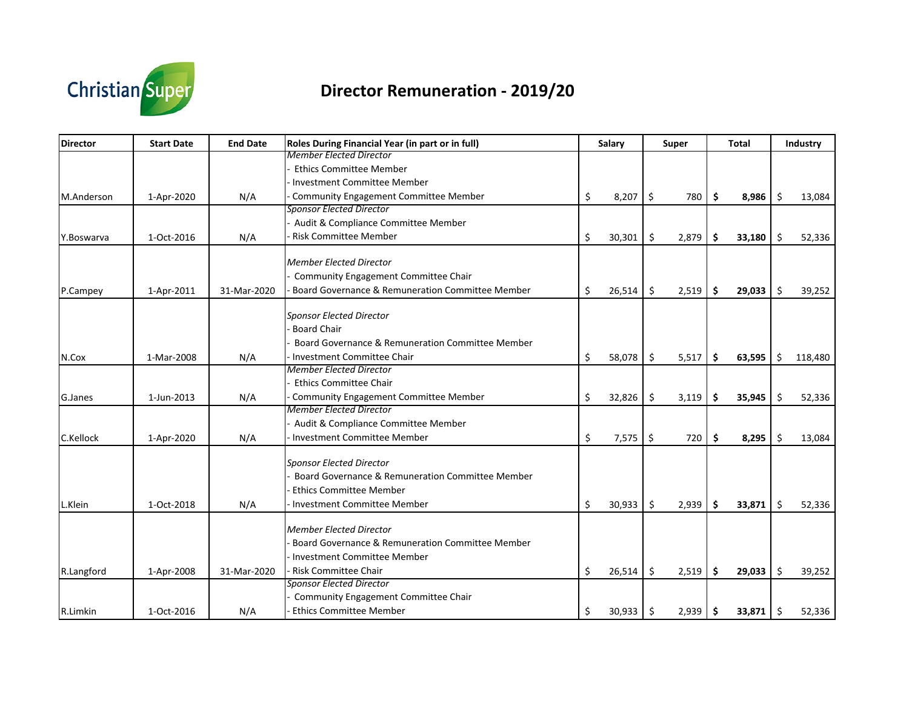# Director Remuneration - 2019/20

| Director | Start Date | End Date | Roles During Financial Year (in part or in full) | Salary | Super | Total | Industry |
|---|---|---|---|---|---|---|---|
| M.Anderson | 1-Apr-2020 | N/A | *Member Elected Director*<br>- Ethics Committee Member<br>- Investment Committee Member<br>- Community Engagement Committee Member | $ 8,207 | $ 780 | **$ 8,986** | $ 13,084 |
| Y.Boswarva | 1-Oct-2016 | N/A | *Sponsor Elected Director*<br>- Audit & Compliance Committee Member<br>- Risk Committee Member | $ 30,301 | $ 2,879 | **$ 33,180** | $ 52,336 |
| P.Campey | 1-Apr-2011 | 31-Mar-2020 | *Member Elected Director*<br>- Community Engagement Committee Chair<br>- Board Governance & Remuneration Committee Member | $ 26,514 | $ 2,519 | **$ 29,033** | $ 39,252 |
| N.Cox | 1-Mar-2008 | N/A | *Sponsor Elected Director*<br>- Board Chair<br>- Board Governance & Remuneration Committee Member<br>- Investment Committee Chair | $ 58,078 | $ 5,517 | **$ 63,595** | $ 118,480 |
| G.Janes | 1-Jun-2013 | N/A | *Member Elected Director*<br>- Ethics Committee Chair<br>- Community Engagement Committee Member | $ 32,826 | $ 3,119 | **$ 35,945** | $ 52,336 |
| C.Kellock | 1-Apr-2020 | N/A | *Member Elected Director*<br>- Audit & Compliance Committee Member<br>- Investment Committee Member | $ 7,575 | $ 720 | **$ 8,295** | $ 13,084 |
| L.Klein | 1-Oct-2018 | N/A | *Sponsor Elected Director*<br>- Board Governance & Remuneration Committee Member<br>- Ethics Committee Member<br>- Investment Committee Member | $ 30,933 | $ 2,939 | **$ 33,871** | $ 52,336 |
| R.Langford | 1-Apr-2008 | 31-Mar-2020 | *Member Elected Director*<br>- Board Governance & Remuneration Committee Member<br>- Investment Committee Member<br>- Risk Committee Chair | $ 26,514 | $ 2,519 | **$ 29,033** | $ 39,252 |
| R.Limkin | 1-Oct-2016 | N/A | *Sponsor Elected Director*<br>- Community Engagement Committee Chair<br>- Ethics Committee Member | $ 30,933 | $ 2,939 | **$ 33,871** | $ 52,336 |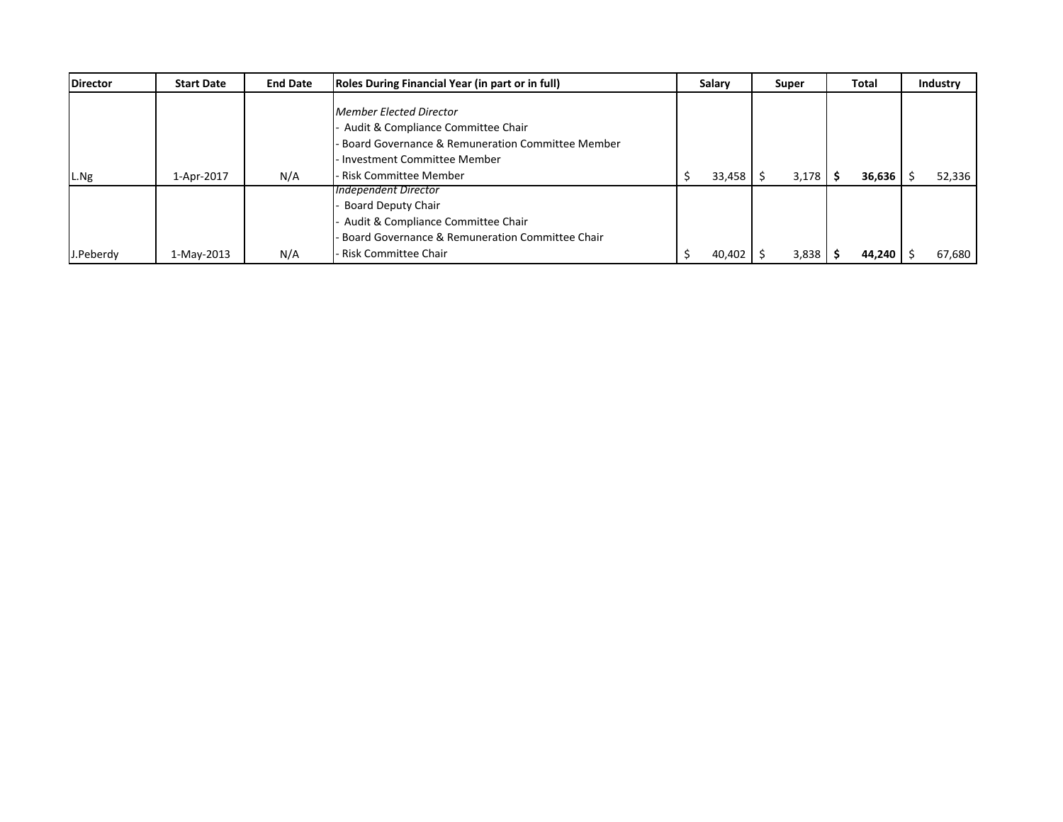| Director | Start Date | End Date | Roles During Financial Year (in part or in full) | Salary | Super | Total | Industry |
|---|---|---|---|---|---|---|---|
| L.Ng | 1-Apr-2017 | N/A | *Member Elected Director*<br>- Audit & Compliance Committee Chair<br>- Board Governance & Remuneration Committee Member<br>- Investment Committee Member<br>- Risk Committee Member | $ 33,458 | $ 3,178 | **$ 36,636** | $ 52,336 |
| J.Peberdy | 1-May-2013 | N/A | *Independent Director*<br>- Board Deputy Chair<br>- Audit & Compliance Committee Chair<br>- Board Governance & Remuneration Committee Chair<br>- Risk Committee Chair | $ 40,402 | $ 3,838 | **$ 44,240** | $ 67,680 |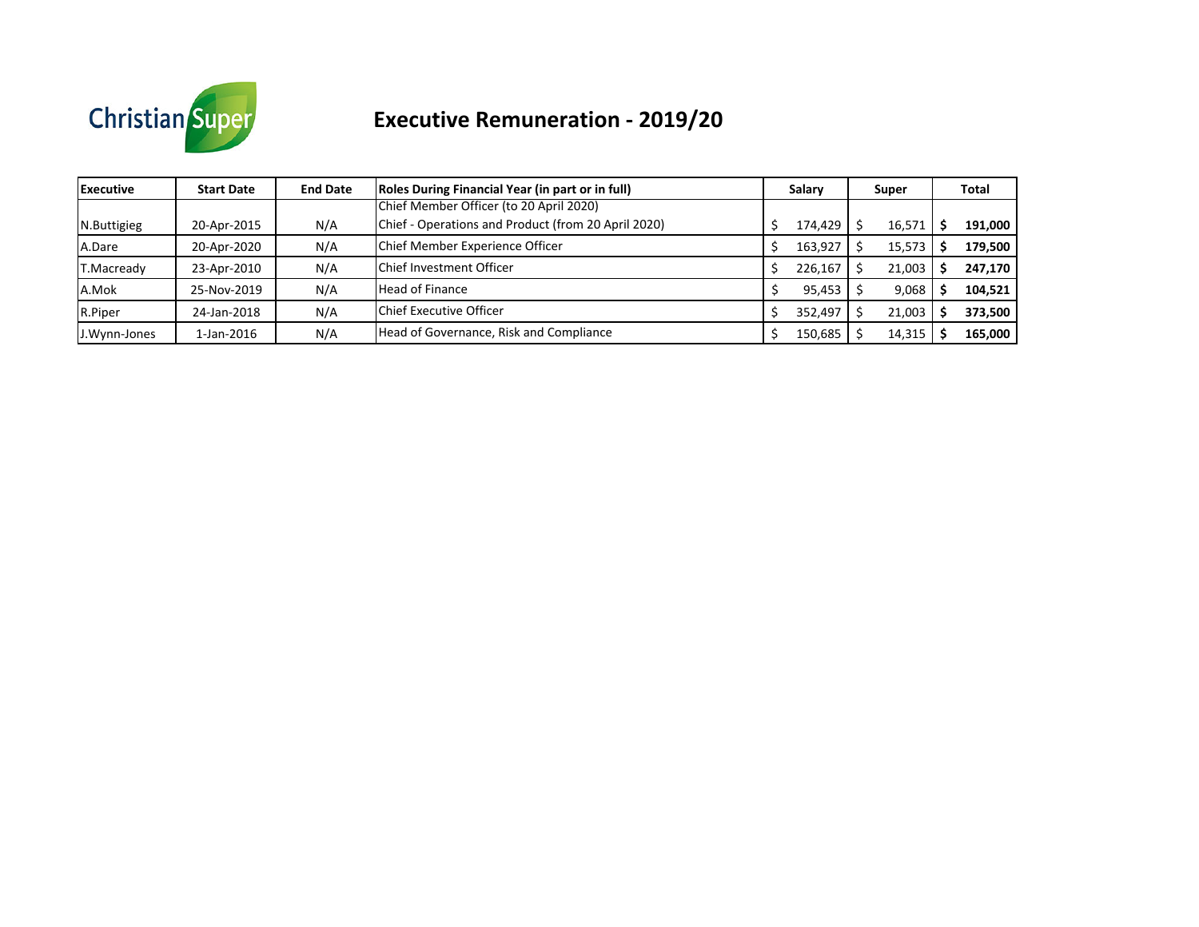Christian Super

# Executive Remuneration - 2019/20

| Executive | Start Date | End Date | Roles During Financial Year (in part or in full) | Salary | Super | Total |
|---|---|---|---|---|---|---|
| N.Buttigieg | 20-Apr-2015 | N/A | Chief Member Officer (to 20 April 2020)<br>Chief - Operations and Product (from 20 April 2020) | $ 174,429 | $ 16,571 | **$ 191,000** |
| A.Dare | 20-Apr-2020 | N/A | Chief Member Experience Officer | $ 163,927 | $ 15,573 | **$ 179,500** |
| T.Macready | 23-Apr-2010 | N/A | Chief Investment Officer | $ 226,167 | $ 21,003 | **$ 247,170** |
| A.Mok | 25-Nov-2019 | N/A | Head of Finance | $ 95,453 | $ 9,068 | **$ 104,521** |
| R.Piper | 24-Jan-2018 | N/A | Chief Executive Officer | $ 352,497 | $ 21,003 | **$ 373,500** |
| J.Wynn-Jones | 1-Jan-2016 | N/A | Head of Governance, Risk and Compliance | $ 150,685 | $ 14,315 | **$ 165,000** |